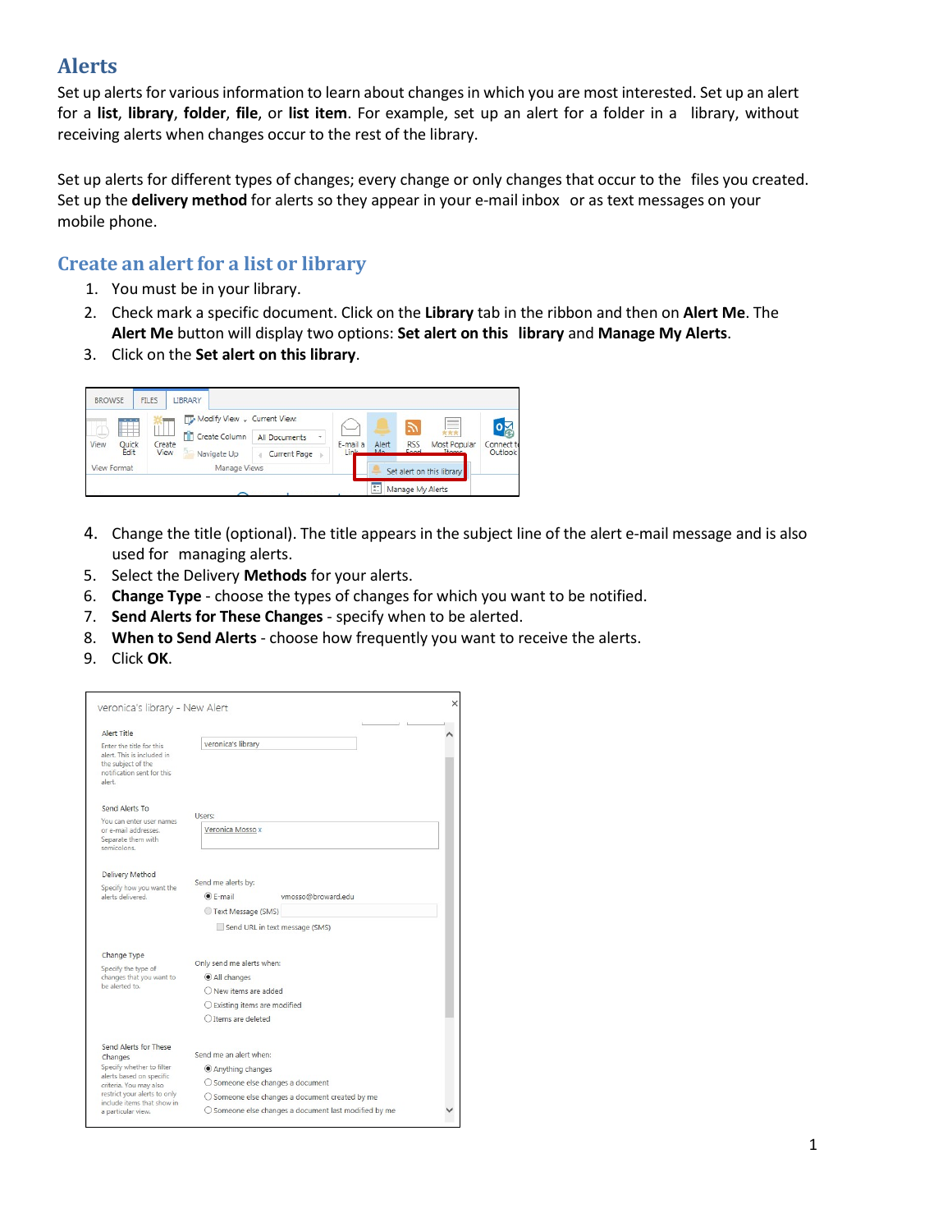# Alerts

Set up alerts for various information to learn about changes in which you are most interested. Set up an alert for a **list**, **library**, **folder**, **file**, or **list item**. For example, set up an alert for a folder in a library, without receiving alerts when changes occur to the rest of the library.

Set up alerts for different types of changes; every change or only changes that occur to the files you created. Set up the **delivery method** for alerts so they appear in your e-mail inbox or as text messages on your mobile phone.

## Create an alert for a list or library

1. You must be in your library.
2. Check mark a specific document. Click on the **Library** tab in the ribbon and then on **Alert Me**. The **Alert Me** button will display two options: **Set alert on this library** and **Manage My Alerts**.
3. Click on the **Set alert on this library**.

4. Change the title (optional). The title appears in the subject line of the alert e-mail message and is also used for managing alerts.
5. Select the Delivery **Methods** for your alerts.
6. **Change Type** - choose the types of changes for which you want to be notified.
7. **Send Alerts for These Changes** - specify when to be alerted.
8. **When to Send Alerts** - choose how frequently you want to receive the alerts.
9. Click **OK**.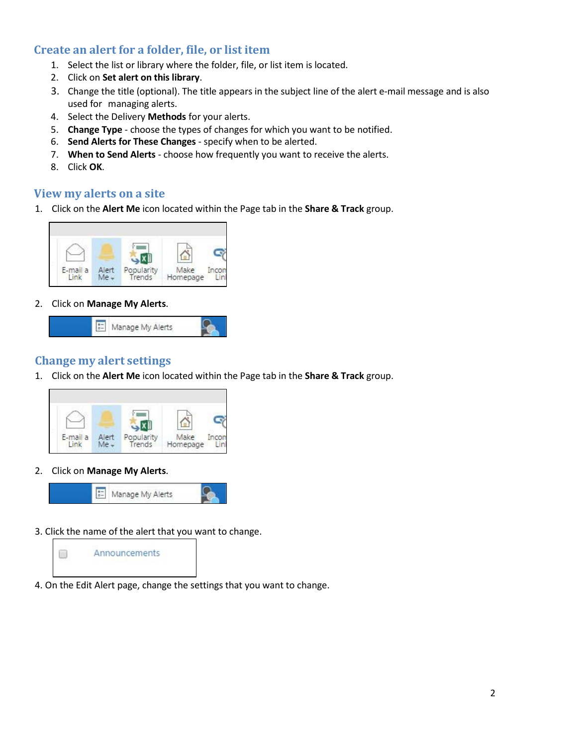## Create an alert for a folder, file, or list item

1. Select the list or library where the folder, file, or list item is located.
2. Click on **Set alert on this library**.
3. Change the title (optional). The title appears in the subject line of the alert e-mail message and is also used for managing alerts.
4. Select the Delivery **Methods** for your alerts.
5. **Change Type** - choose the types of changes for which you want to be notified.
6. **Send Alerts for These Changes** - specify when to be alerted.
7. **When to Send Alerts** - choose how frequently you want to receive the alerts.
8. Click **OK**.

## View my alerts on a site

1. Click on the **Alert Me** icon located within the Page tab in the **Share & Track** group.
2. Click on **Manage My Alerts**.

## Change my alert settings

1. Click on the **Alert Me** icon located within the Page tab in the **Share & Track** group.
2. Click on **Manage My Alerts**.
3. Click the name of the alert that you want to change.
4. On the Edit Alert page, change the settings that you want to change.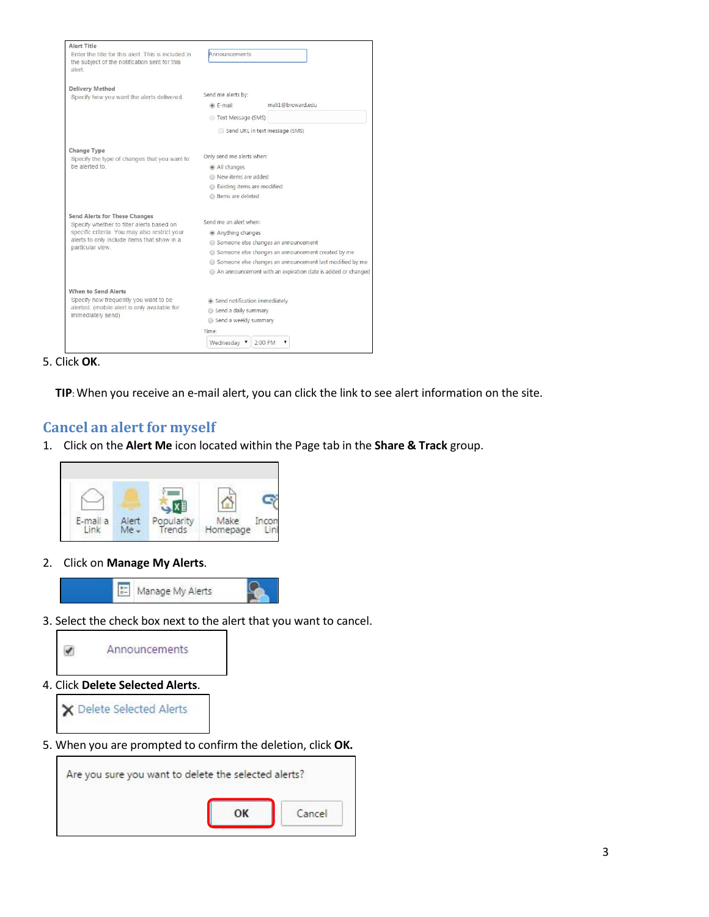5. Click **OK**.

**TIP**: When you receive an e-mail alert, you can click the link to see alert information on the site.

## Cancel an alert for myself

1. Click on the **Alert Me** icon located within the Page tab in the **Share & Track** group.

2. Click on **Manage My Alerts**.

3. Select the check box next to the alert that you want to cancel.

4. Click **Delete Selected Alerts**.

5. When you are prompted to confirm the deletion, click **OK.**